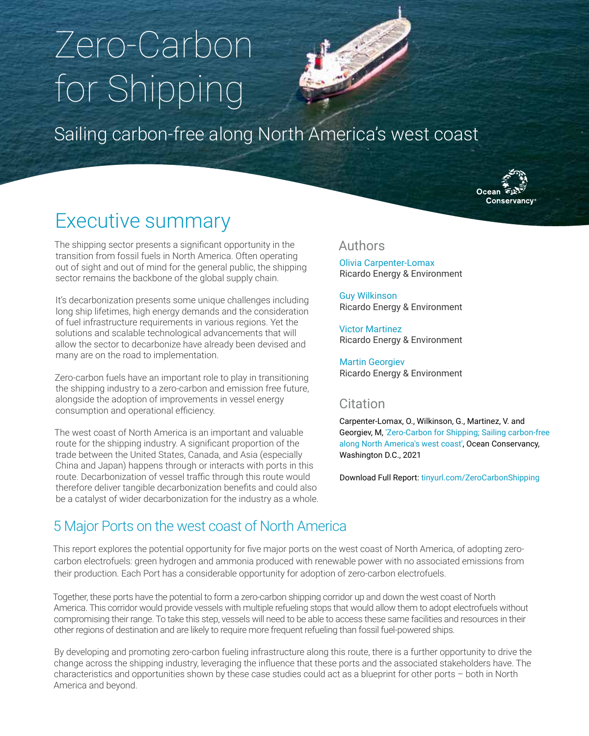# Zero-Carbon for Shipping

Sailing carbon-free along North America's west coast

Ocean Conservancy®

## Executive summary

The shipping sector presents a significant opportunity in the transition from fossil fuels in North America. Often operating out of sight and out of mind for the general public, the shipping sector remains the backbone of the global supply chain.

It's decarbonization presents some unique challenges including long ship lifetimes, high energy demands and the consideration of fuel infrastructure requirements in various regions. Yet the solutions and scalable technological advancements that will allow the sector to decarbonize have already been devised and many are on the road to implementation.

Zero-carbon fuels have an important role to play in transitioning the shipping industry to a zero-carbon and emission free future, alongside the adoption of improvements in vessel energy consumption and operational efficiency.

The west coast of North America is an important and valuable route for the shipping industry. A significant proportion of the trade between the United States, Canada, and Asia (especially China and Japan) happens through or interacts with ports in this route. Decarbonization of vessel traffic through this route would therefore deliver tangible decarbonization benefits and could also be a catalyst of wider decarbonization for the industry as a whole.

### Authors

Olivia Carpenter-Lomax
Ricardo Energy & Environment

Guy Wilkinson
Ricardo Energy & Environment

Victor Martinez
Ricardo Energy & Environment

Martin Georgiev
Ricardo Energy & Environment

### Citation

Carpenter-Lomax, O., Wilkinson, G., Martinez, V. and Georgiev, M, 'Zero-Carbon for Shipping; Sailing carbon-free along North America's west coast', Ocean Conservancy, Washington D.C., 2021

Download Full Report: tinyurl.com/ZeroCarbonShipping

## 5 Major Ports on the west coast of North America

This report explores the potential opportunity for five major ports on the west coast of North America, of adopting zero-carbon electrofuels: green hydrogen and ammonia produced with renewable power with no associated emissions from their production. Each Port has a considerable opportunity for adoption of zero-carbon electrofuels.

Together, these ports have the potential to form a zero-carbon shipping corridor up and down the west coast of North America. This corridor would provide vessels with multiple refueling stops that would allow them to adopt electrofuels without compromising their range. To take this step, vessels will need to be able to access these same facilities and resources in their other regions of destination and are likely to require more frequent refueling than fossil fuel-powered ships.

By developing and promoting zero-carbon fueling infrastructure along this route, there is a further opportunity to drive the change across the shipping industry, leveraging the influence that these ports and the associated stakeholders have. The characteristics and opportunities shown by these case studies could act as a blueprint for other ports – both in North America and beyond.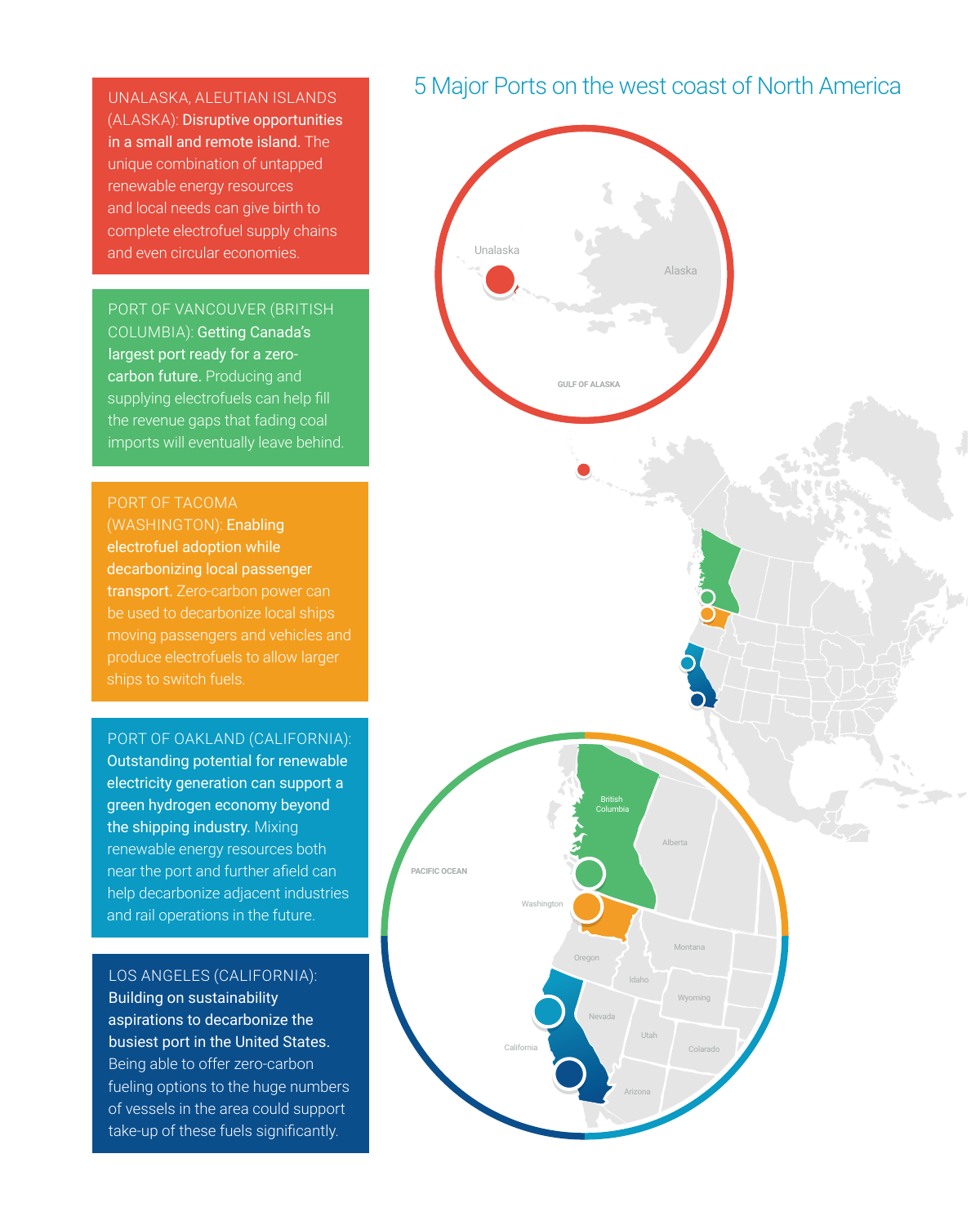## 5 Major Ports on the west coast of North America

**UNALASKA, ALEUTIAN ISLANDS (ALASKA): Disruptive opportunities in a small and remote island.** The unique combination of untapped renewable energy resources and local needs can give birth to complete electrofuel supply chains and even circular economies.

**PORT OF VANCOUVER (BRITISH COLUMBIA): Getting Canada's largest port ready for a zero-carbon future.** Producing and supplying electrofuels can help fill the revenue gaps that fading coal imports will eventually leave behind.

**PORT OF TACOMA (WASHINGTON): Enabling electrofuel adoption while decarbonizing local passenger transport.** Zero-carbon power can be used to decarbonize local ships moving passengers and vehicles and produce electrofuels to allow larger ships to switch fuels.

**PORT OF OAKLAND (CALIFORNIA): Outstanding potential for renewable electricity generation can support a green hydrogen economy beyond the shipping industry.** Mixing renewable energy resources both near the port and further afield can help decarbonize adjacent industries and rail operations in the future.

**LOS ANGELES (CALIFORNIA): Building on sustainability aspirations to decarbonize the busiest port in the United States.** Being able to offer zero-carbon fueling options to the huge numbers of vessels in the area could support take-up of these fuels significantly.

Unalaska
Alaska
GULF OF ALASKA

British Columbia
Alberta
PACIFIC OCEAN
Washington
Montana
Oregon
Idaho
Wyoming
Nevada
Utah
California
Colorado
Arizona